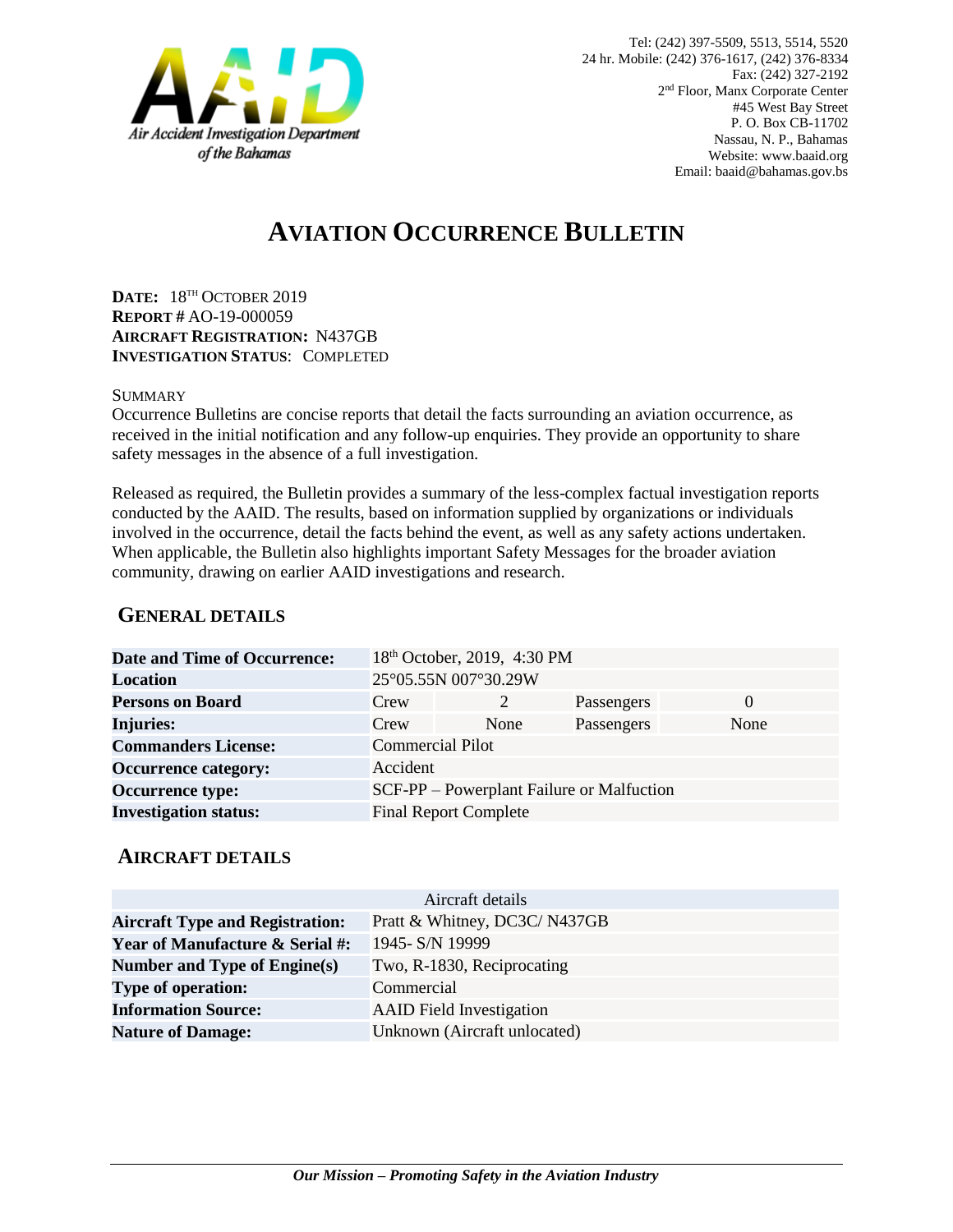Air Accident Investigation Department of the Bahamas

Tel: (242) 397-5509, 5513, 5514, 5520
24 hr. Mobile: (242) 376-1617, (242) 376-8334
Fax: (242) 327-2192
2nd Floor, Manx Corporate Center
#45 West Bay Street
P. O. Box CB-11702
Nassau, N. P., Bahamas
Website: www.baaid.org
Email: baaid@bahamas.gov.bs

# AVIATION OCCURRENCE BULLETIN

**DATE:** 18TH OCTOBER 2019
**REPORT #** AO-19-000059
**AIRCRAFT REGISTRATION:** N437GB
**INVESTIGATION STATUS**: COMPLETED

SUMMARY

Occurrence Bulletins are concise reports that detail the facts surrounding an aviation occurrence, as received in the initial notification and any follow-up enquiries. They provide an opportunity to share safety messages in the absence of a full investigation.

Released as required, the Bulletin provides a summary of the less-complex factual investigation reports conducted by the AAID. The results, based on information supplied by organizations or individuals involved in the occurrence, detail the facts behind the event, as well as any safety actions undertaken. When applicable, the Bulletin also highlights important Safety Messages for the broader aviation community, drawing on earlier AAID investigations and research.

## GENERAL DETAILS

| | | | | |
|---|---|---|---|---|
| **Date and Time of Occurrence:** | 18th October, 2019, 4:30 PM | | | |
| **Location** | 25°05.55N 007°30.29W | | | |
| **Persons on Board** | Crew | 2 | Passengers | 0 |
| **Injuries:** | Crew | None | Passengers | None |
| **Commanders License:** | Commercial Pilot | | | |
| **Occurrence category:** | Accident | | | |
| **Occurrence type:** | SCF-PP – Powerplant Failure or Malfuction | | | |
| **Investigation status:** | Final Report Complete | | | |

## AIRCRAFT DETAILS

| Aircraft details | |
|---|---|
| **Aircraft Type and Registration:** | Pratt & Whitney, DC3C/ N437GB |
| **Year of Manufacture & Serial #:** | 1945- S/N 19999 |
| **Number and Type of Engine(s)** | Two, R-1830, Reciprocating |
| **Type of operation:** | Commercial |
| **Information Source:** | AAID Field Investigation |
| **Nature of Damage:** | Unknown (Aircraft unlocated) |

***Our Mission – Promoting Safety in the Aviation Industry***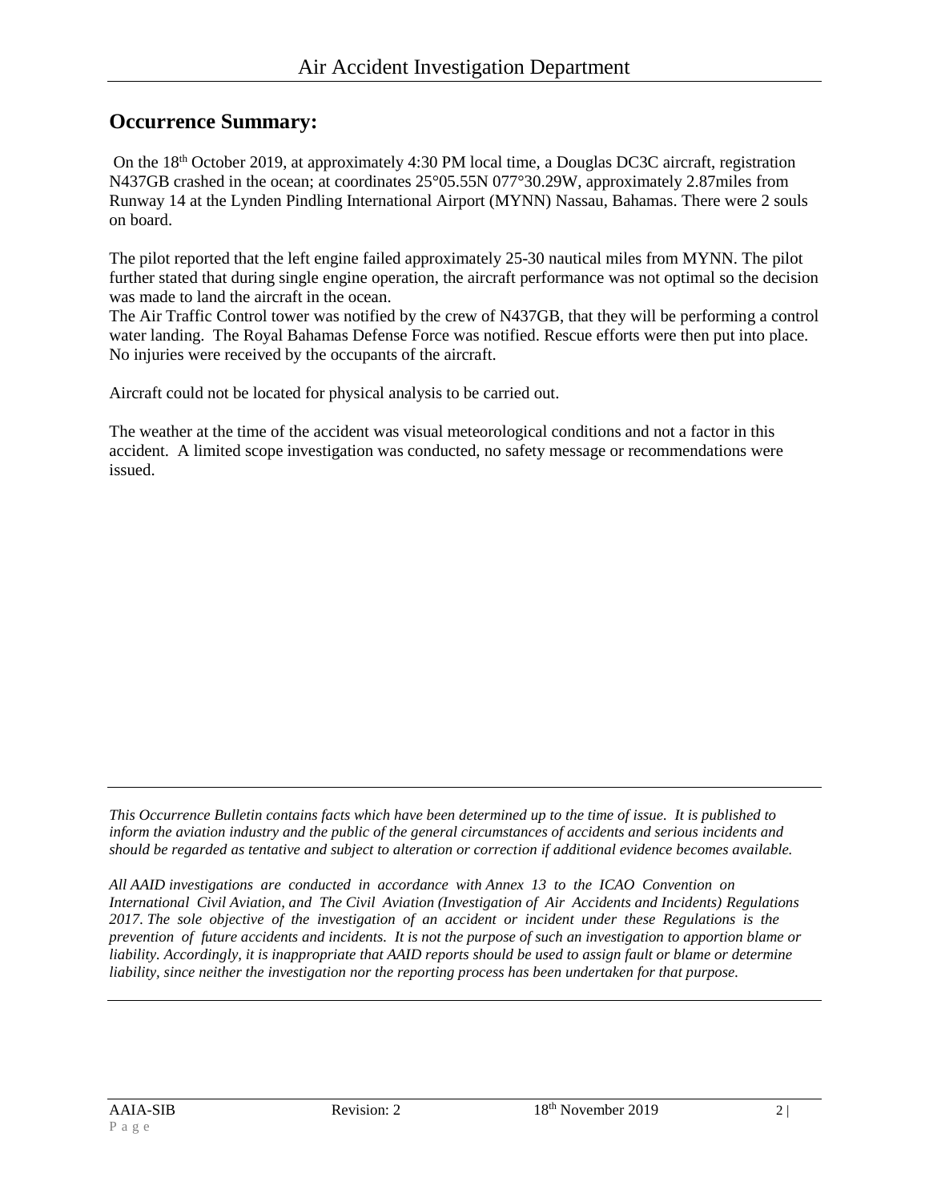## Occurrence Summary:

On the 18th October 2019, at approximately 4:30 PM local time, a Douglas DC3C aircraft, registration N437GB crashed in the ocean; at coordinates 25°05.55N 077°30.29W, approximately 2.87miles from Runway 14 at the Lynden Pindling International Airport (MYNN) Nassau, Bahamas. There were 2 souls on board.

The pilot reported that the left engine failed approximately 25-30 nautical miles from MYNN. The pilot further stated that during single engine operation, the aircraft performance was not optimal so the decision was made to land the aircraft in the ocean.
The Air Traffic Control tower was notified by the crew of N437GB, that they will be performing a control water landing. The Royal Bahamas Defense Force was notified. Rescue efforts were then put into place. No injuries were received by the occupants of the aircraft.

Aircraft could not be located for physical analysis to be carried out.

The weather at the time of the accident was visual meteorological conditions and not a factor in this accident. A limited scope investigation was conducted, no safety message or recommendations were issued.

---

*This Occurrence Bulletin contains facts which have been determined up to the time of issue. It is published to inform the aviation industry and the public of the general circumstances of accidents and serious incidents and should be regarded as tentative and subject to alteration or correction if additional evidence becomes available.*

*All AAID investigations are conducted in accordance with Annex 13 to the ICAO Convention on International Civil Aviation, and The Civil Aviation (Investigation of Air Accidents and Incidents) Regulations 2017. The sole objective of the investigation of an accident or incident under these Regulations is the prevention of future accidents and incidents. It is not the purpose of such an investigation to apportion blame or liability. Accordingly, it is inappropriate that AAID reports should be used to assign fault or blame or determine liability, since neither the investigation nor the reporting process has been undertaken for that purpose.*